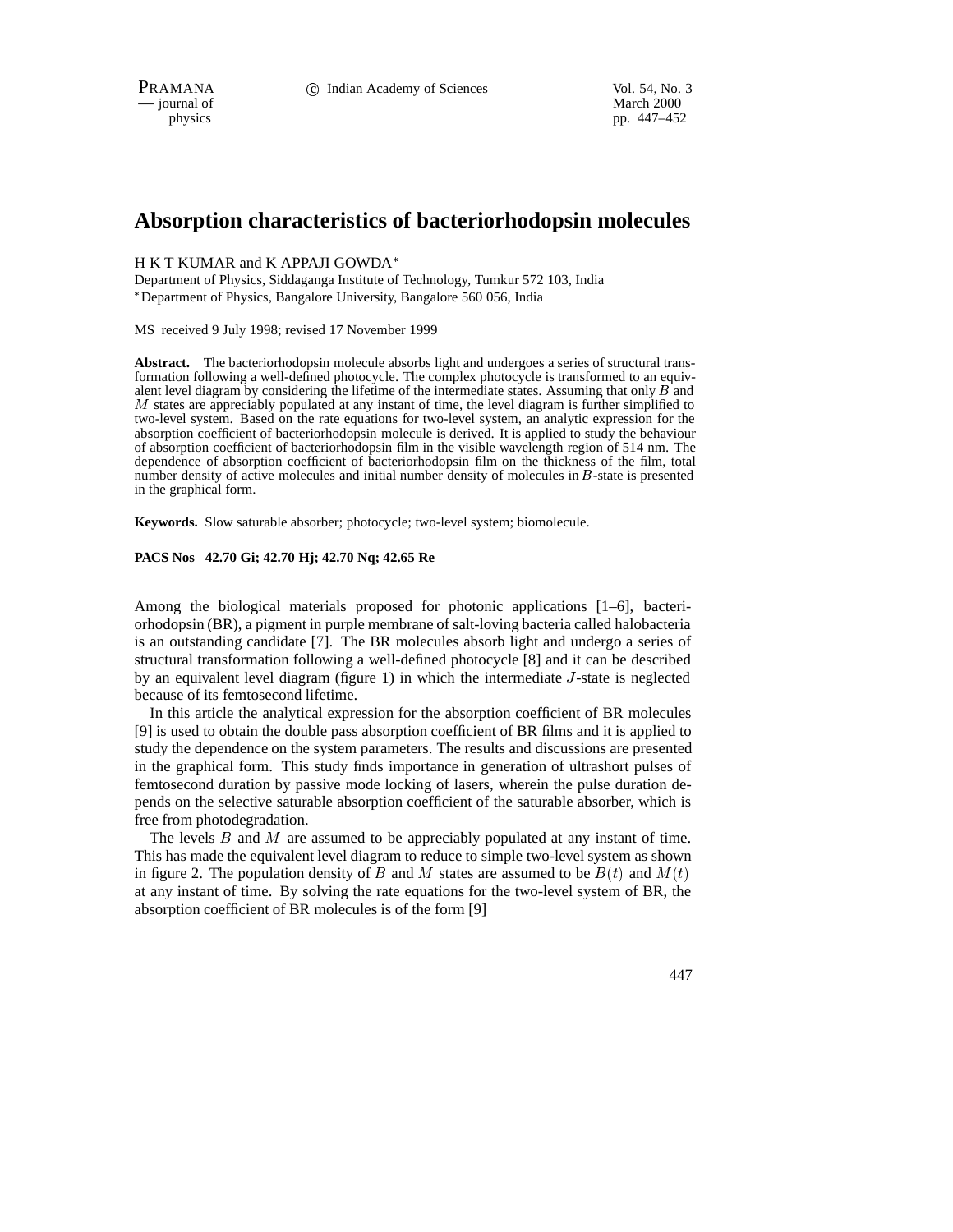# Absorption characteristics of bacteriorhodopsin molecules

H K T KUMAR and K APPAJI GOWDA*

Department of Physics, Siddaganga Institute of Technology, Tumkur 572 103, India
*Department of Physics, Bangalore University, Bangalore 560 056, India

MS received 9 July 1998; revised 17 November 1999

**Abstract.** The bacteriorhodopsin molecule absorbs light and undergoes a series of structural transformation following a well-defined photocycle. The complex photocycle is transformed to an equivalent level diagram by considering the lifetime of the intermediate states. Assuming that only $B$ and $M$ states are appreciably populated at any instant of time, the level diagram is further simplified to two-level system. Based on the rate equations for two-level system, an analytic expression for the absorption coefficient of bacteriorhodopsin molecule is derived. It is applied to study the behaviour of absorption coefficient of bacteriorhodopsin film in the visible wavelength region of 514 nm. The dependence of absorption coefficient of bacteriorhodopsin film on the thickness of the film, total number density of active molecules and initial number density of molecules in $B$-state is presented in the graphical form.

**Keywords.** Slow saturable absorber; photocycle; two-level system; biomolecule.

**PACS Nos 42.70 Gi; 42.70 Hj; 42.70 Nq; 42.65 Re**

Among the biological materials proposed for photonic applications [1–6], bacteriorhodopsin (BR), a pigment in purple membrane of salt-loving bacteria called halobacteria is an outstanding candidate [7]. The BR molecules absorb light and undergo a series of structural transformation following a well-defined photocycle [8] and it can be described by an equivalent level diagram (figure 1) in which the intermediate $J$-state is neglected because of its femtosecond lifetime.

In this article the analytical expression for the absorption coefficient of BR molecules [9] is used to obtain the double pass absorption coefficient of BR films and it is applied to study the dependence on the system parameters. The results and discussions are presented in the graphical form. This study finds importance in generation of ultrashort pulses of femtosecond duration by passive mode locking of lasers, wherein the pulse duration depends on the selective saturable absorption coefficient of the saturable absorber, which is free from photodegradation.

The levels $B$ and $M$ are assumed to be appreciably populated at any instant of time. This has made the equivalent level diagram to reduce to simple two-level system as shown in figure 2. The population density of $B$ and $M$ states are assumed to be $B(t)$ and $M(t)$ at any instant of time. By solving the rate equations for the two-level system of BR, the absorption coefficient of BR molecules is of the form [9]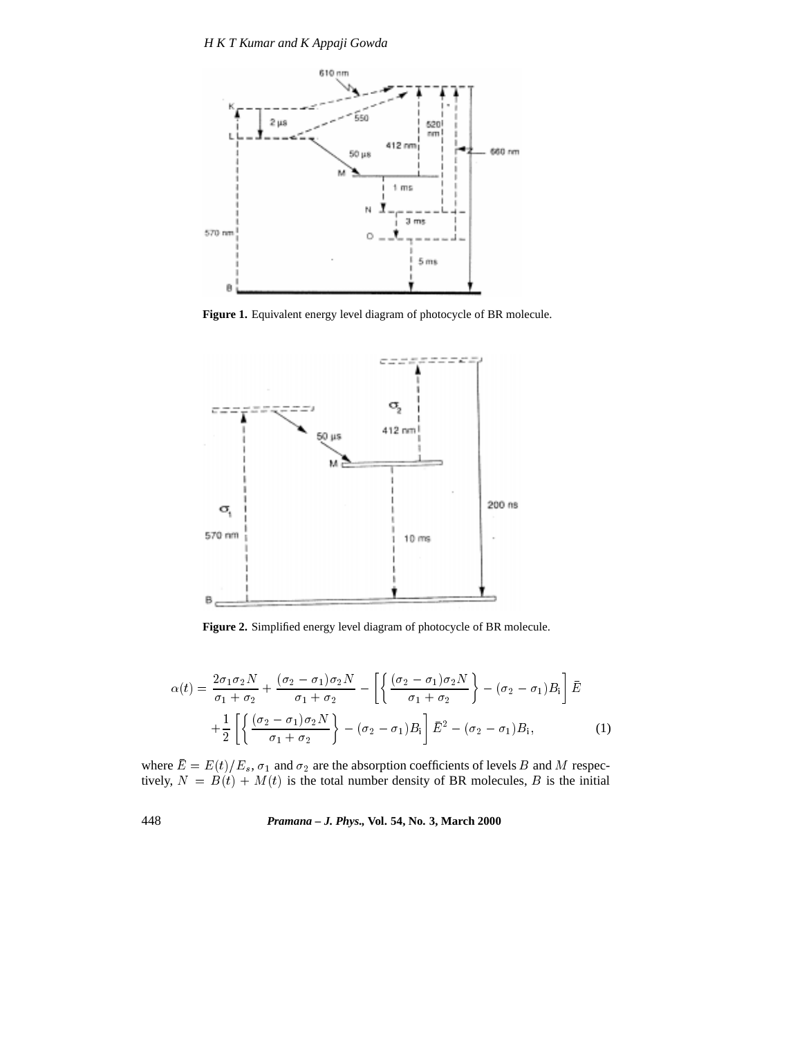**Figure 1.** Equivalent energy level diagram of photocycle of BR molecule.

**Figure 2.** Simplified energy level diagram of photocycle of BR molecule.

$$\alpha(t) = \frac{2\sigma_1\sigma_2 N}{\sigma_1 + \sigma_2} + \frac{(\sigma_2 - \sigma_1)\sigma_2 N}{\sigma_1 + \sigma_2} - \left[ \left\{ \frac{(\sigma_2 - \sigma_1)\sigma_2 N}{\sigma_1 + \sigma_2} \right\} - (\sigma_2 - \sigma_1) B_{\mathrm{i}} \right] \bar{E}$$
$$+ \frac{1}{2} \left[ \left\{ \frac{(\sigma_2 - \sigma_1)\sigma_2 N}{\sigma_1 + \sigma_2} \right\} - (\sigma_2 - \sigma_1) B_{\mathrm{i}} \right] \bar{E}^2 - (\sigma_2 - \sigma_1) B_{\mathrm{i}}, \qquad (1)$$

where $\bar{E} = E(t)/E_s$, $\sigma_1$ and $\sigma_2$ are the absorption coefficients of levels $B$ and $M$ respectively, $N = B(t) + M(t)$ is the total number density of BR molecules, $B$ is the initial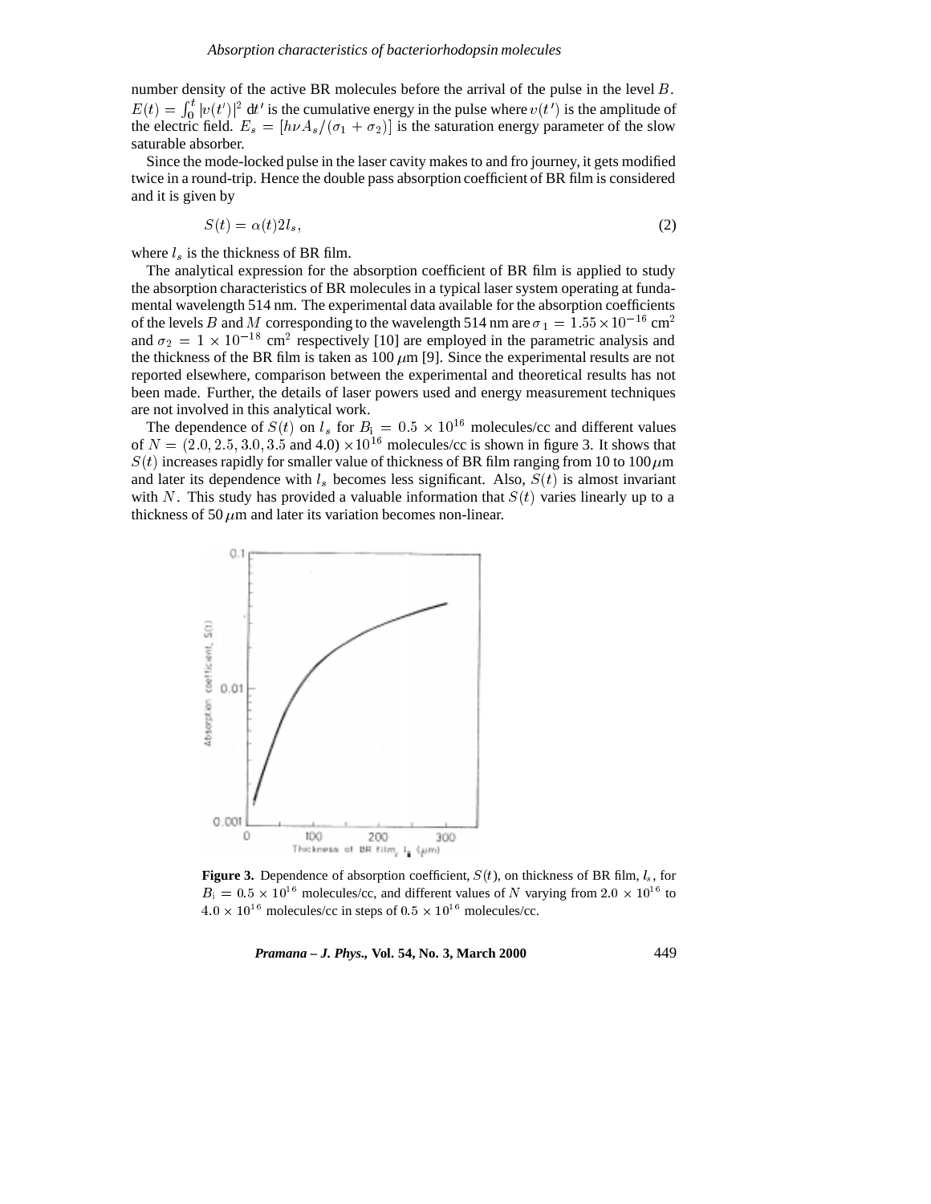number density of the active BR molecules before the arrival of the pulse in the level $B$. $E(t) = \int_0^t |v(t')|^2 \, dt'$ is the cumulative energy in the pulse where $v(t')$ is the amplitude of the electric field. $E_s = [h\nu A_s/(\sigma_1 + \sigma_2)]$ is the saturation energy parameter of the slow saturable absorber.

Since the mode-locked pulse in the laser cavity makes to and fro journey, it gets modified twice in a round-trip. Hence the double pass absorption coefficient of BR film is considered and it is given by

$$S(t) = \alpha(t) 2 l_s, \tag{2}$$

where $l_s$ is the thickness of BR film.

The analytical expression for the absorption coefficient of BR film is applied to study the absorption characteristics of BR molecules in a typical laser system operating at fundamental wavelength 514 nm. The experimental data available for the absorption coefficients of the levels $B$ and $M$ corresponding to the wavelength 514 nm are $\sigma_1 = 1.55 \times 10^{-16}$ cm$^2$ and $\sigma_2 = 1 \times 10^{-18}$ cm$^2$ respectively [10] are employed in the parametric analysis and the thickness of the BR film is taken as 100 $\mu$m [9]. Since the experimental results are not reported elsewhere, comparison between the experimental and theoretical results has not been made. Further, the details of laser powers used and energy measurement techniques are not involved in this analytical work.

The dependence of $S(t)$ on $l_s$ for $B_i = 0.5 \times 10^{16}$ molecules/cc and different values of $N = (2.0, 2.5, 3.0, 3.5$ and $4.0) \times 10^{16}$ molecules/cc is shown in figure 3. It shows that $S(t)$ increases rapidly for smaller value of thickness of BR film ranging from 10 to 100 $\mu$m and later its dependence with $l_s$ becomes less significant. Also, $S(t)$ is almost invariant with $N$. This study has provided a valuable information that $S(t)$ varies linearly up to a thickness of 50 $\mu$m and later its variation becomes non-linear.

**Figure 3.** Dependence of absorption coefficient, $S(t)$, on thickness of BR film, $l_s$, for $B_i = 0.5 \times 10^{16}$ molecules/cc, and different values of $N$ varying from $2.0 \times 10^{16}$ to $4.0 \times 10^{16}$ molecules/cc in steps of $0.5 \times 10^{16}$ molecules/cc.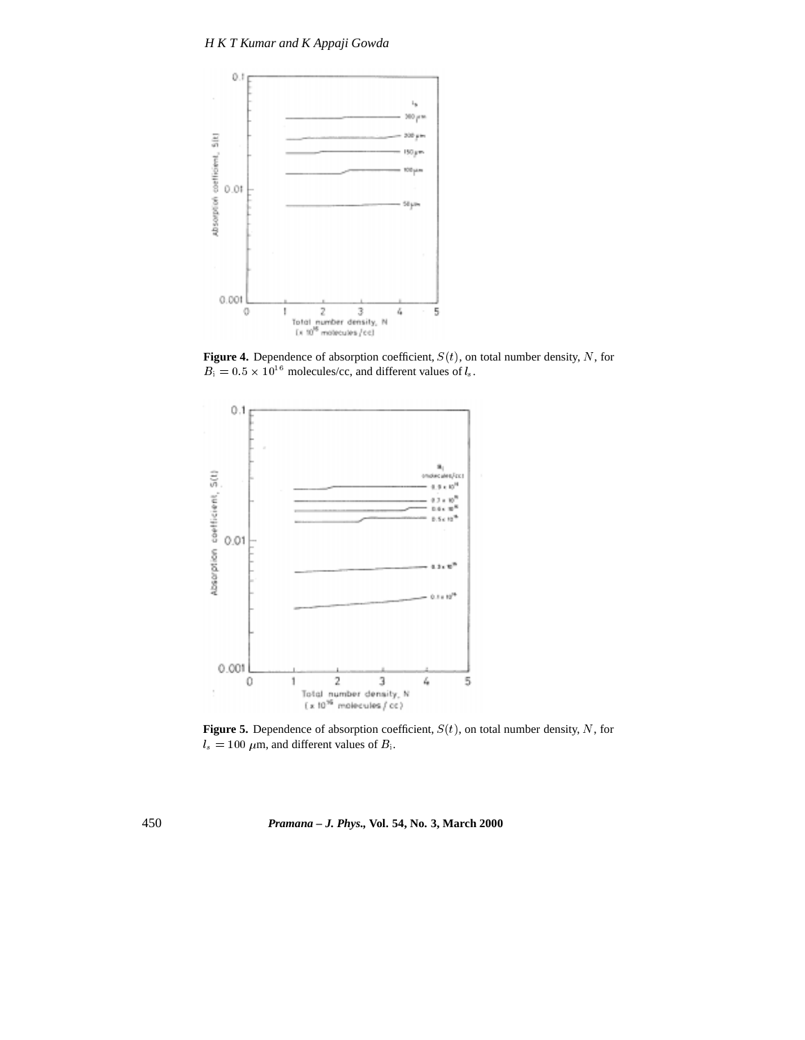**Figure 4.** Dependence of absorption coefficient, $S(t)$, on total number density, $N$, for $B_{\rm i} = 0.5 \times 10^{16}$ molecules/cc, and different values of $l_s$.

**Figure 5.** Dependence of absorption coefficient, $S(t)$, on total number density, $N$, for $l_s = 100$ $\mu$m, and different values of $B_{\rm i}$.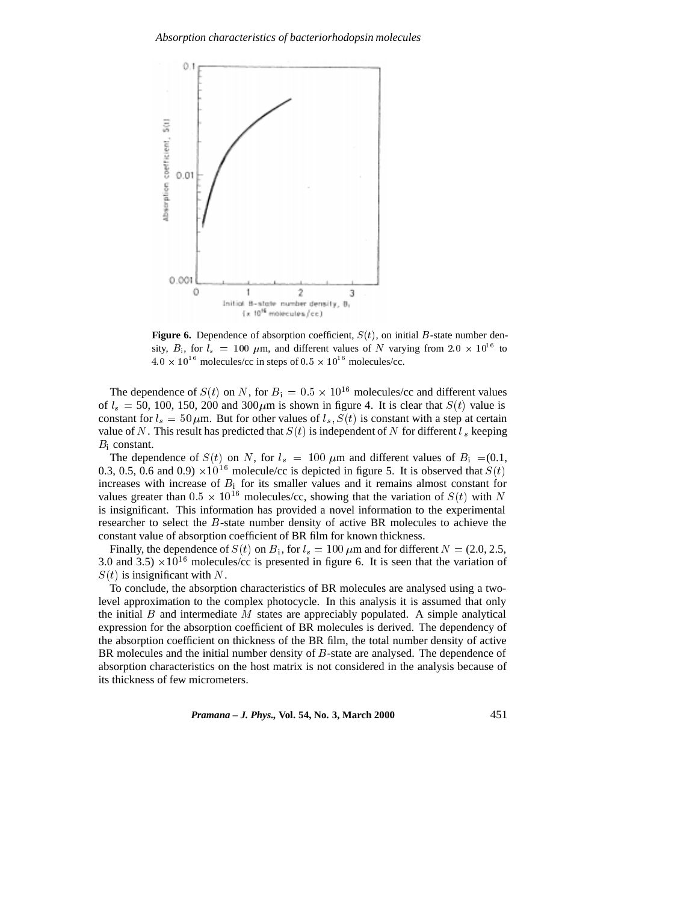**Figure 6.** Dependence of absorption coefficient, $S(t)$, on initial $B$-state number density, $B_i$, for $l_s = 100$ $\mu$m, and different values of $N$ varying from $2.0 \times 10^{16}$ to $4.0 \times 10^{16}$ molecules/cc in steps of $0.5 \times 10^{16}$ molecules/cc.

The dependence of $S(t)$ on $N$, for $B_i = 0.5 \times 10^{16}$ molecules/cc and different values of $l_s$ = 50, 100, 150, 200 and 300$\mu$m is shown in figure 4. It is clear that $S(t)$ value is constant for $l_s = 50\,\mu$m. But for other values of $l_s, S(t)$ is constant with a step at certain value of $N$. This result has predicted that $S(t)$ is independent of $N$ for different $l_s$ keeping $B_i$ constant.

The dependence of $S(t)$ on $N$, for $l_s = 100$ $\mu$m and different values of $B_i$ =(0.1, 0.3, 0.5, 0.6 and 0.9) $\times 10^{16}$ molecule/cc is depicted in figure 5. It is observed that $S(t)$ increases with increase of $B_i$ for its smaller values and it remains almost constant for values greater than $0.5 \times 10^{16}$ molecules/cc, showing that the variation of $S(t)$ with $N$ is insignificant. This information has provided a novel information to the experimental researcher to select the $B$-state number density of active BR molecules to achieve the constant value of absorption coefficient of BR film for known thickness.

Finally, the dependence of $S(t)$ on $B_i$, for $l_s = 100\,\mu$m and for different $N$ = (2.0, 2.5, 3.0 and 3.5) $\times 10^{16}$ molecules/cc is presented in figure 6. It is seen that the variation of $S(t)$ is insignificant with $N$.

To conclude, the absorption characteristics of BR molecules are analysed using a two-level approximation to the complex photocycle. In this analysis it is assumed that only the initial $B$ and intermediate $M$ states are appreciably populated. A simple analytical expression for the absorption coefficient of BR molecules is derived. The dependency of the absorption coefficient on thickness of the BR film, the total number density of active BR molecules and the initial number density of $B$-state are analysed. The dependence of absorption characteristics on the host matrix is not considered in the analysis because of its thickness of few micrometers.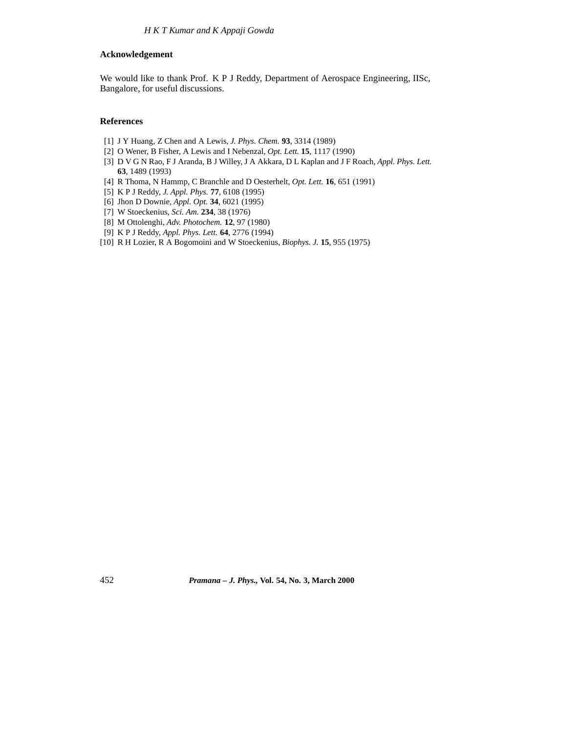## Acknowledgement

We would like to thank Prof. K P J Reddy, Department of Aerospace Engineering, IISc, Bangalore, for useful discussions.

## References

[1] J Y Huang, Z Chen and A Lewis, *J. Phys. Chem.* **93**, 3314 (1989)
[2] O Wener, B Fisher, A Lewis and I Nebenzal, *Opt. Lett.* **15**, 1117 (1990)
[3] D V G N Rao, F J Aranda, B J Willey, J A Akkara, D L Kaplan and J F Roach, *Appl. Phys. Lett.* **63**, 1489 (1993)
[4] R Thoma, N Hammp, C Branchle and D Oesterhelt, *Opt. Lett.* **16**, 651 (1991)
[5] K P J Reddy, *J. Appl. Phys.* **77**, 6108 (1995)
[6] Jhon D Downie, *Appl. Opt.* **34**, 6021 (1995)
[7] W Stoeckenius, *Sci. Am.* **234**, 38 (1976)
[8] M Ottolenghi, *Adv. Photochem.* **12**, 97 (1980)
[9] K P J Reddy, *Appl. Phys. Lett.* **64**, 2776 (1994)
[10] R H Lozier, R A Bogomoini and W Stoeckenius, *Biophys. J.* **15**, 955 (1975)